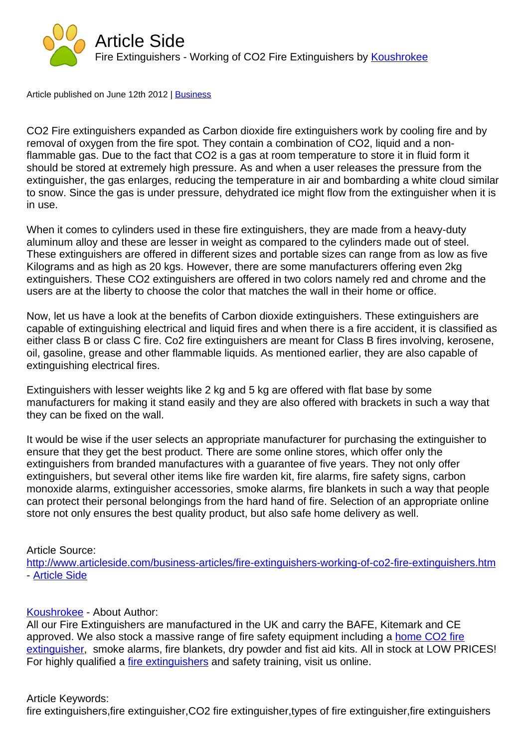# Article Side

Fire Extinguishers - Working of CO2 Fire Extinguishers by Koushrokee

Article published on June 12th 2012 | Business

CO2 Fire extinguishers expanded as Carbon dioxide fire extinguishers work by cooling fire and by removal of oxygen from the fire spot. They contain a combination of CO2, liquid and a non-flammable gas. Due to the fact that CO2 is a gas at room temperature to store it in fluid form it should be stored at extremely high pressure. As and when a user releases the pressure from the extinguisher, the gas enlarges, reducing the temperature in air and bombarding a white cloud similar to snow. Since the gas is under pressure, dehydrated ice might flow from the extinguisher when it is in use.

When it comes to cylinders used in these fire extinguishers, they are made from a heavy-duty aluminum alloy and these are lesser in weight as compared to the cylinders made out of steel. These extinguishers are offered in different sizes and portable sizes can range from as low as five Kilograms and as high as 20 kgs. However, there are some manufacturers offering even 2kg extinguishers. These CO2 extinguishers are offered in two colors namely red and chrome and the users are at the liberty to choose the color that matches the wall in their home or office.

Now, let us have a look at the benefits of Carbon dioxide extinguishers. These extinguishers are capable of extinguishing electrical and liquid fires and when there is a fire accident, it is classified as either class B or class C fire. Co2 fire extinguishers are meant for Class B fires involving, kerosene, oil, gasoline, grease and other flammable liquids. As mentioned earlier, they are also capable of extinguishing electrical fires.

Extinguishers with lesser weights like 2 kg and 5 kg are offered with flat base by some manufacturers for making it stand easily and they are also offered with brackets in such a way that they can be fixed on the wall.

It would be wise if the user selects an appropriate manufacturer for purchasing the extinguisher to ensure that they get the best product. There are some online stores, which offer only the extinguishers from branded manufactures with a guarantee of five years. They not only offer extinguishers, but several other items like fire warden kit, fire alarms, fire safety signs, carbon monoxide alarms, extinguisher accessories, smoke alarms, fire blankets in such a way that people can protect their personal belongings from the hard hand of fire. Selection of an appropriate online store not only ensures the best quality product, but also safe home delivery as well.

Article Source:
http://www.articleside.com/business-articles/fire-extinguishers-working-of-co2-fire-extinguishers.htm - Article Side

Koushrokee - About Author:
All our Fire Extinguishers are manufactured in the UK and carry the BAFE, Kitemark and CE approved. We also stock a massive range of fire safety equipment including a home CO2 fire extinguisher, smoke alarms, fire blankets, dry powder and fist aid kits. All in stock at LOW PRICES! For highly qualified a fire extinguishers and safety training, visit us online.

Article Keywords:
fire extinguishers,fire extinguisher,CO2 fire extinguisher,types of fire extinguisher,fire extinguishers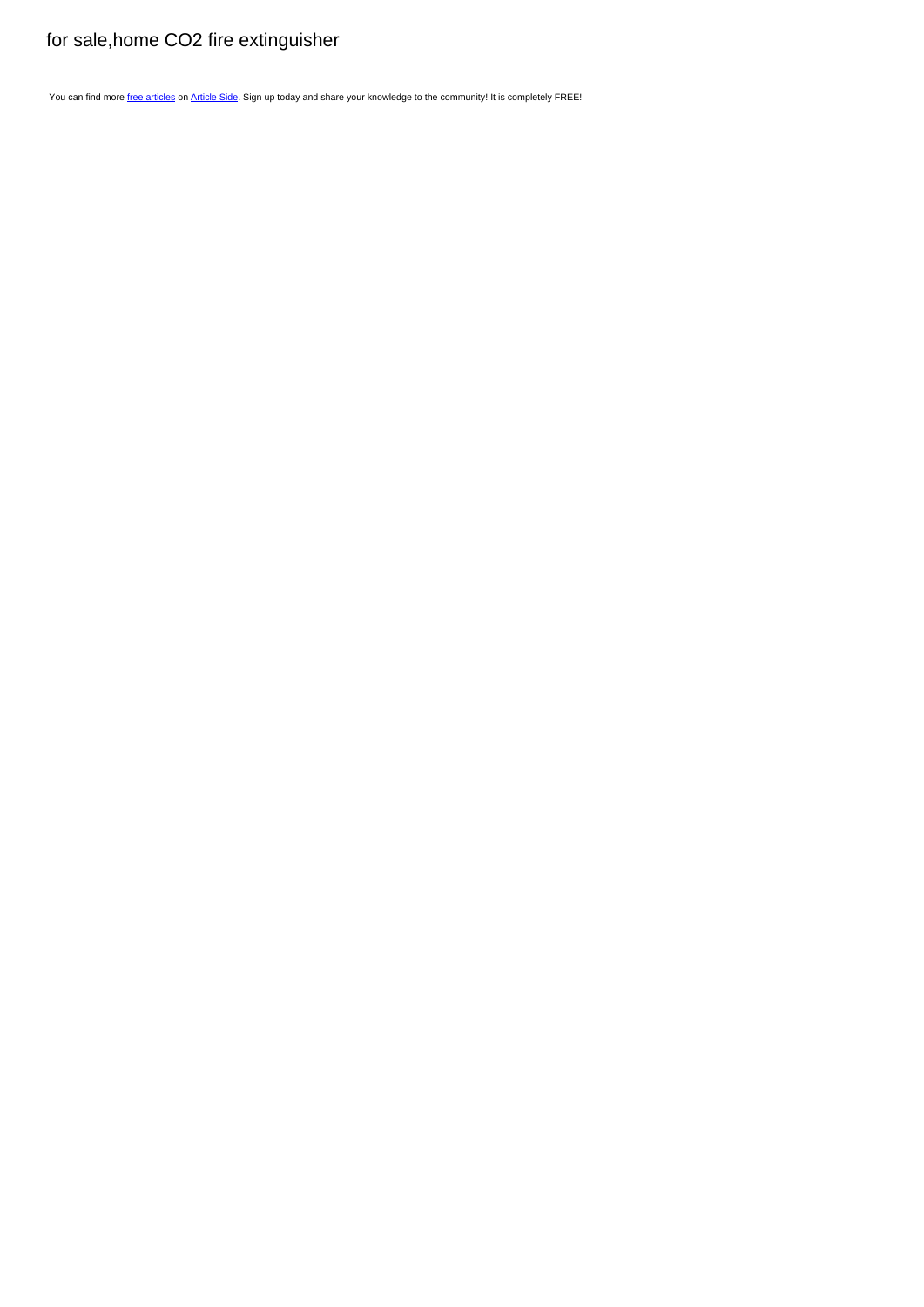for sale,home $CO_2$ fire extinguisher

You can find more [free articles] on [Article Side]. Sign up today and share your knowledge to the community! It is completely FREE!